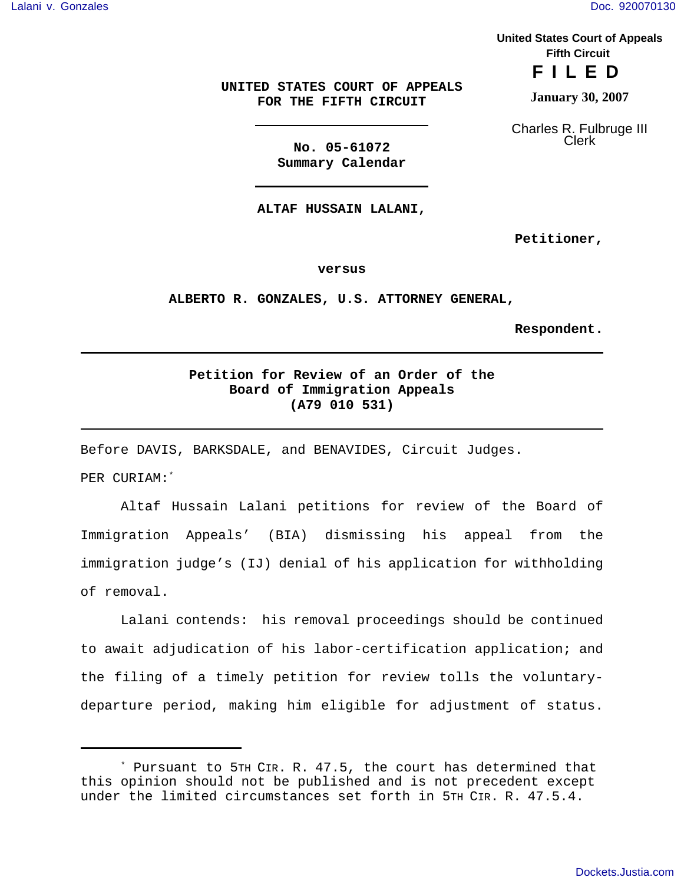United States Court of Appeals
Fifth Circuit

**F I L E D**

**January 30, 2007**

Charles R. Fulbruge III
Clerk

**UNITED STATES COURT OF APPEALS**
**FOR THE FIFTH CIRCUIT**

---

**No. 05-61072**
**Summary Calendar**

---

**ALTAF HUSSAIN LALANI,**

**Petitioner,**

**versus**

**ALBERTO R. GONZALES, U.S. ATTORNEY GENERAL,**

**Respondent.**

---

**Petition for Review of an Order of the**
**Board of Immigration Appeals**
**(A79 010 531)**

---

Before DAVIS, BARKSDALE, and BENAVIDES, Circuit Judges.

PER CURIAM:*

Altaf Hussain Lalani petitions for review of the Board of Immigration Appeals' (BIA) dismissing his appeal from the immigration judge's (IJ) denial of his application for withholding of removal.

Lalani contends: his removal proceedings should be continued to await adjudication of his labor-certification application; and the filing of a timely petition for review tolls the voluntary-departure period, making him eligible for adjustment of status.

---

* Pursuant to 5TH CIR. R. 47.5, the court has determined that this opinion should not be published and is not precedent except under the limited circumstances set forth in 5TH CIR. R. 47.5.4.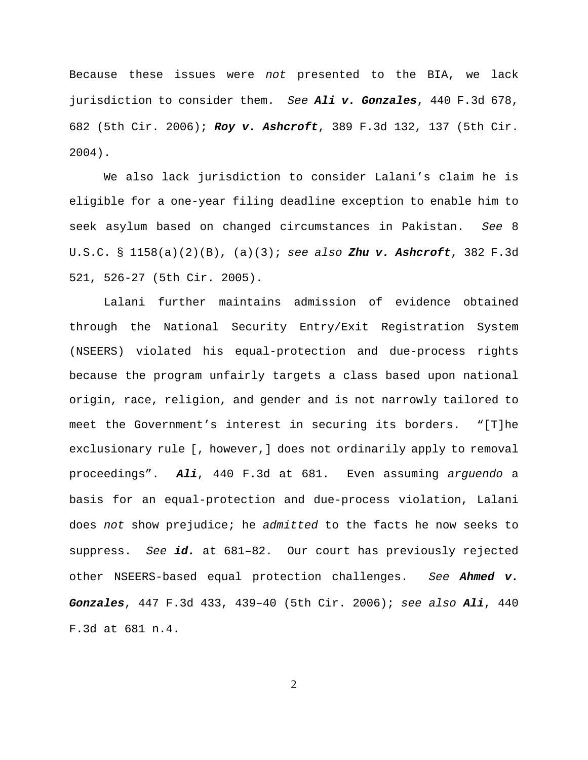Because these issues were *not* presented to the BIA, we lack jurisdiction to consider them. *See* ***Ali v. Gonzales***, 440 F.3d 678, 682 (5th Cir. 2006); ***Roy v. Ashcroft***, 389 F.3d 132, 137 (5th Cir. 2004).

We also lack jurisdiction to consider Lalani's claim he is eligible for a one-year filing deadline exception to enable him to seek asylum based on changed circumstances in Pakistan. *See* 8 U.S.C. § 1158(a)(2)(B), (a)(3); *see also* ***Zhu v. Ashcroft***, 382 F.3d 521, 526-27 (5th Cir. 2005).

Lalani further maintains admission of evidence obtained through the National Security Entry/Exit Registration System (NSEERS) violated his equal-protection and due-process rights because the program unfairly targets a class based upon national origin, race, religion, and gender and is not narrowly tailored to meet the Government's interest in securing its borders. "[T]he exclusionary rule [, however,] does not ordinarily apply to removal proceedings". ***Ali***, 440 F.3d at 681. Even assuming *arguendo* a basis for an equal-protection and due-process violation, Lalani does *not* show prejudice; he *admitted* to the facts he now seeks to suppress. *See* ***id.*** at 681–82. Our court has previously rejected other NSEERS-based equal protection challenges. *See* ***Ahmed v. Gonzales***, 447 F.3d 433, 439–40 (5th Cir. 2006); *see also* ***Ali***, 440 F.3d at 681 n.4.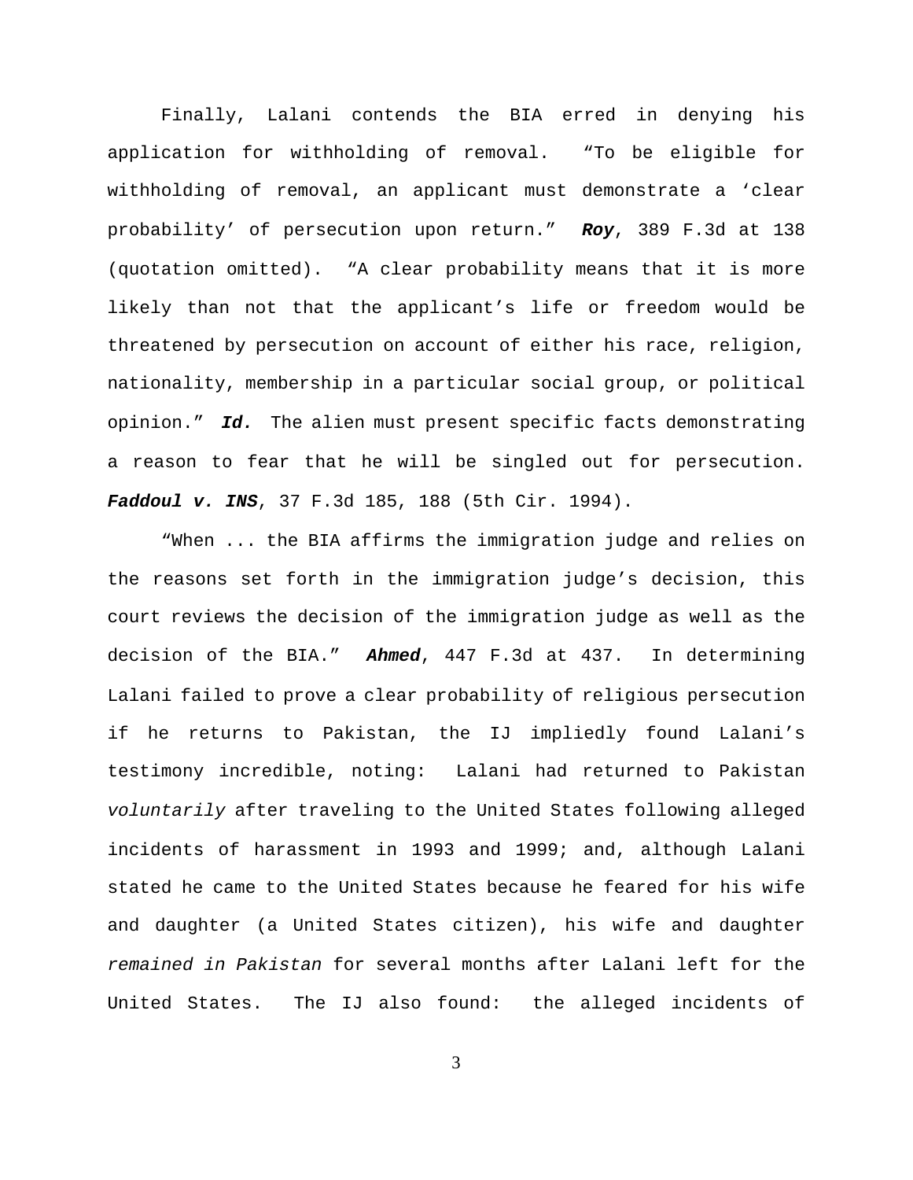Finally, Lalani contends the BIA erred in denying his application for withholding of removal. "To be eligible for withholding of removal, an applicant must demonstrate a 'clear probability' of persecution upon return." ***Roy***, 389 F.3d at 138 (quotation omitted). "A clear probability means that it is more likely than not that the applicant's life or freedom would be threatened by persecution on account of either his race, religion, nationality, membership in a particular social group, or political opinion." ***Id.*** The alien must present specific facts demonstrating a reason to fear that he will be singled out for persecution. ***Faddoul v. INS***, 37 F.3d 185, 188 (5th Cir. 1994).

"When ... the BIA affirms the immigration judge and relies on the reasons set forth in the immigration judge's decision, this court reviews the decision of the immigration judge as well as the decision of the BIA." ***Ahmed***, 447 F.3d at 437. In determining Lalani failed to prove a clear probability of religious persecution if he returns to Pakistan, the IJ impliedly found Lalani's testimony incredible, noting: Lalani had returned to Pakistan *voluntarily* after traveling to the United States following alleged incidents of harassment in 1993 and 1999; and, although Lalani stated he came to the United States because he feared for his wife and daughter (a United States citizen), his wife and daughter *remained in Pakistan* for several months after Lalani left for the United States. The IJ also found: the alleged incidents of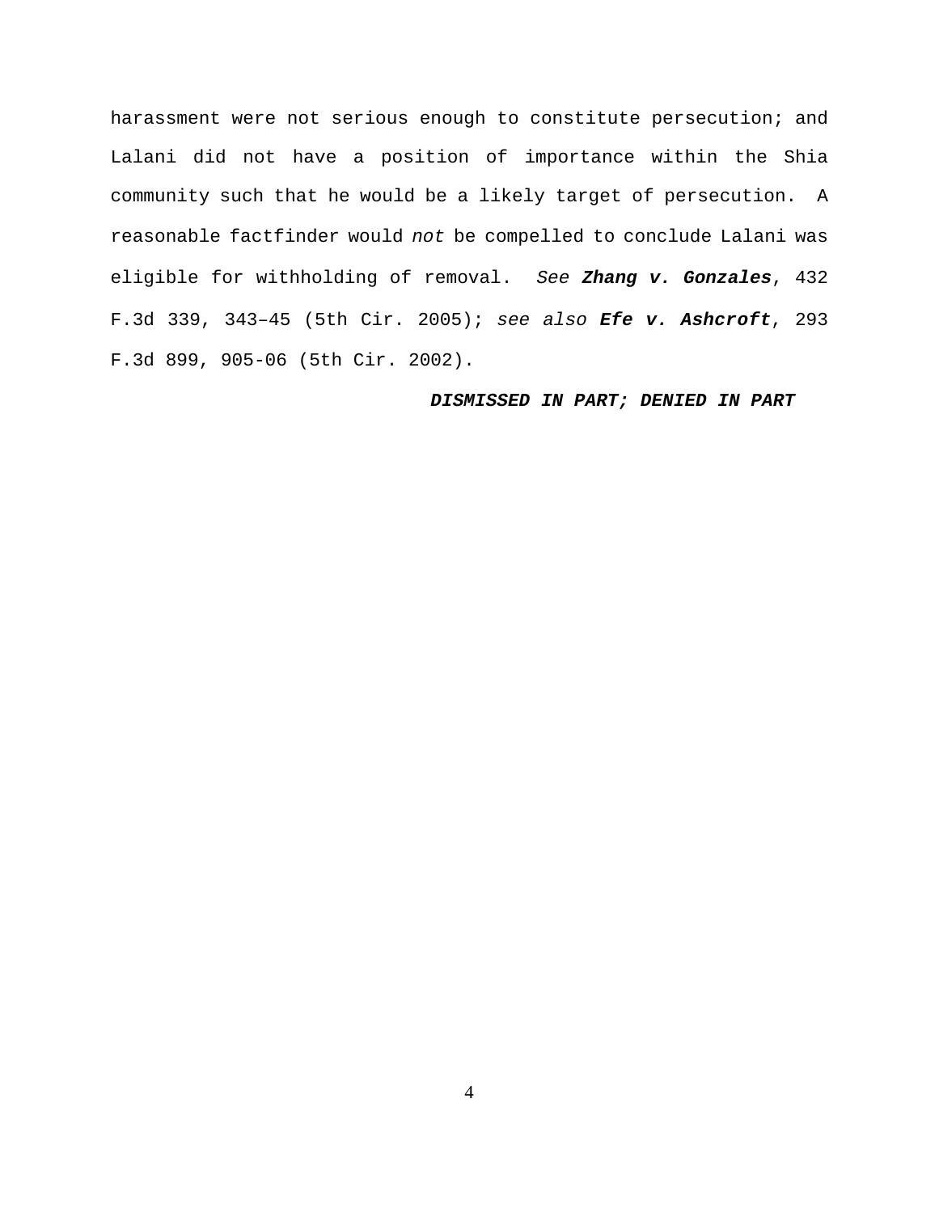harassment were not serious enough to constitute persecution; and Lalani did not have a position of importance within the Shia community such that he would be a likely target of persecution. A reasonable factfinder would *not* be compelled to conclude Lalani was eligible for withholding of removal. *See* ***Zhang v. Gonzales***, 432 F.3d 339, 343–45 (5th Cir. 2005); *see also* ***Efe v. Ashcroft***, 293 F.3d 899, 905-06 (5th Cir. 2002).

***DISMISSED IN PART; DENIED IN PART***